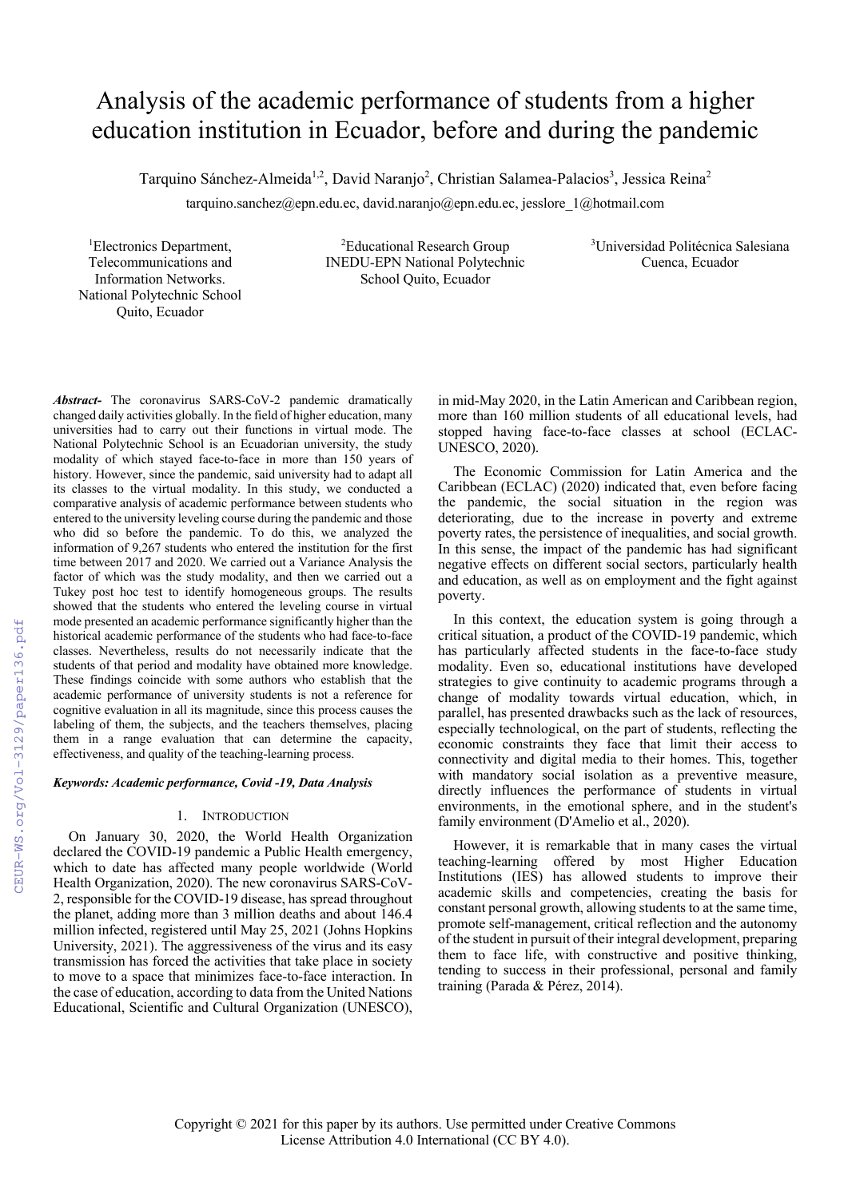# Analysis of the academic performance of students from a higher education institution in Ecuador, before and during the pandemic

Tarquino Sánchez-Almeida[1,2], David Naranjo[2], Christian Salamea-Palacios[3], Jessica Reina[2]

tarquino.sanchez@epn.edu.ec, david.naranjo@epn.edu.ec, jesslore_1@hotmail.com

[1]Electronics Department, Telecommunications and Information Networks. National Polytechnic School Quito, Ecuador

[2]Educational Research Group INEDU-EPN National Polytechnic School Quito, Ecuador

[3]Universidad Politécnica Salesiana Cuenca, Ecuador

***Abstract-*** The coronavirus SARS-CoV-2 pandemic dramatically changed daily activities globally. In the field of higher education, many universities had to carry out their functions in virtual mode. The National Polytechnic School is an Ecuadorian university, the study modality of which stayed face-to-face in more than 150 years of history. However, since the pandemic, said university had to adapt all its classes to the virtual modality. In this study, we conducted a comparative analysis of academic performance between students who entered to the university leveling course during the pandemic and those who did so before the pandemic. To do this, we analyzed the information of 9,267 students who entered the institution for the first time between 2017 and 2020. We carried out a Variance Analysis the factor of which was the study modality, and then we carried out a Tukey post hoc test to identify homogeneous groups. The results showed that the students who entered the leveling course in virtual mode presented an academic performance significantly higher than the historical academic performance of the students who had face-to-face classes. Nevertheless, results do not necessarily indicate that the students of that period and modality have obtained more knowledge. These findings coincide with some authors who establish that the academic performance of university students is not a reference for cognitive evaluation in all its magnitude, since this process causes the labeling of them, the subjects, and the teachers themselves, placing them in a range evaluation that can determine the capacity, effectiveness, and quality of the teaching-learning process.

***Keywords: Academic performance, Covid -19, Data Analysis***

## 1. Introduction

On January 30, 2020, the World Health Organization declared the COVID-19 pandemic a Public Health emergency, which to date has affected many people worldwide (World Health Organization, 2020). The new coronavirus SARS-CoV-2, responsible for the COVID-19 disease, has spread throughout the planet, adding more than 3 million deaths and about 146.4 million infected, registered until May 25, 2021 (Johns Hopkins University, 2021). The aggressiveness of the virus and its easy transmission has forced the activities that take place in society to move to a space that minimizes face-to-face interaction. In the case of education, according to data from the United Nations Educational, Scientific and Cultural Organization (UNESCO), in mid-May 2020, in the Latin American and Caribbean region, more than 160 million students of all educational levels, had stopped having face-to-face classes at school (ECLAC-UNESCO, 2020).

The Economic Commission for Latin America and the Caribbean (ECLAC) (2020) indicated that, even before facing the pandemic, the social situation in the region was deteriorating, due to the increase in poverty and extreme poverty rates, the persistence of inequalities, and social growth. In this sense, the impact of the pandemic has had significant negative effects on different social sectors, particularly health and education, as well as on employment and the fight against poverty.

In this context, the education system is going through a critical situation, a product of the COVID-19 pandemic, which has particularly affected students in the face-to-face study modality. Even so, educational institutions have developed strategies to give continuity to academic programs through a change of modality towards virtual education, which, in parallel, has presented drawbacks such as the lack of resources, especially technological, on the part of students, reflecting the economic constraints they face that limit their access to connectivity and digital media to their homes. This, together with mandatory social isolation as a preventive measure, directly influences the performance of students in virtual environments, in the emotional sphere, and in the student's family environment (D'Amelio et al., 2020).

However, it is remarkable that in many cases the virtual teaching-learning offered by most Higher Education Institutions (IES) has allowed students to improve their academic skills and competencies, creating the basis for constant personal growth, allowing students to at the same time, promote self-management, critical reflection and the autonomy of the student in pursuit of their integral development, preparing them to face life, with constructive and positive thinking, tending to success in their professional, personal and family training (Parada & Pérez, 2014).

Copyright © 2021 for this paper by its authors. Use permitted under Creative Commons License Attribution 4.0 International (CC BY 4.0).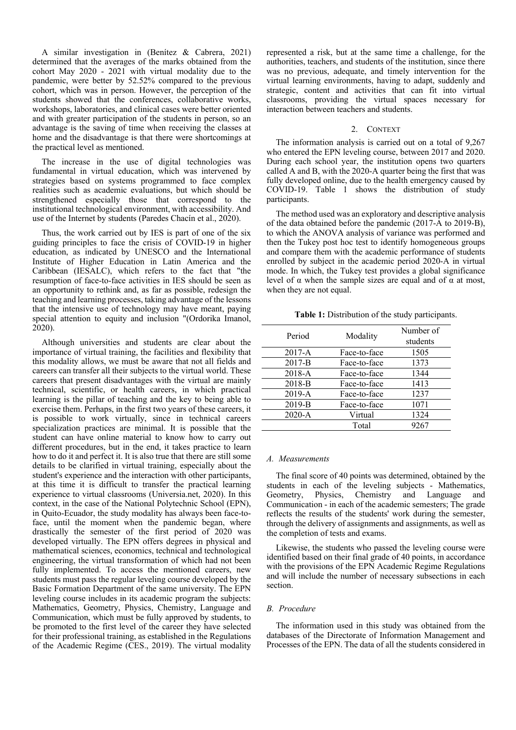A similar investigation in (Benítez & Cabrera, 2021) determined that the averages of the marks obtained from the cohort May 2020 - 2021 with virtual modality due to the pandemic, were better by 52.52% compared to the previous cohort, which was in person. However, the perception of the students showed that the conferences, collaborative works, workshops, laboratories, and clinical cases were better oriented and with greater participation of the students in person, so an advantage is the saving of time when receiving the classes at home and the disadvantage is that there were shortcomings at the practical level as mentioned.

The increase in the use of digital technologies was fundamental in virtual education, which was intervened by strategies based on systems programmed to face complex realities such as academic evaluations, but which should be strengthened especially those that correspond to the institutional technological environment, with accessibility. And use of the Internet by students (Paredes Chacín et al., 2020).

Thus, the work carried out by IES is part of one of the six guiding principles to face the crisis of COVID-19 in higher education, as indicated by UNESCO and the International Institute of Higher Education in Latin America and the Caribbean (IESALC), which refers to the fact that "the resumption of face-to-face activities in IES should be seen as an opportunity to rethink and, as far as possible, redesign the teaching and learning processes, taking advantage of the lessons that the intensive use of technology may have meant, paying special attention to equity and inclusion "(Ordorika Imanol, 2020).

Although universities and students are clear about the importance of virtual training, the facilities and flexibility that this modality allows, we must be aware that not all fields and careers can transfer all their subjects to the virtual world. These careers that present disadvantages with the virtual are mainly technical, scientific, or health careers, in which practical learning is the pillar of teaching and the key to being able to exercise them. Perhaps, in the first two years of these careers, it is possible to work virtually, since in technical careers specialization practices are minimal. It is possible that the student can have online material to know how to carry out different procedures, but in the end, it takes practice to learn how to do it and perfect it. It is also true that there are still some details to be clarified in virtual training, especially about the student's experience and the interaction with other participants, at this time it is difficult to transfer the practical learning experience to virtual classrooms (Universia.net, 2020). In this context, in the case of the National Polytechnic School (EPN), in Quito-Ecuador, the study modality has always been face-to-face, until the moment when the pandemic began, where drastically the semester of the first period of 2020 was developed virtually. The EPN offers degrees in physical and mathematical sciences, economics, technical and technological engineering, the virtual transformation of which had not been fully implemented. To access the mentioned careers, new students must pass the regular leveling course developed by the Basic Formation Department of the same university. The EPN leveling course includes in its academic program the subjects: Mathematics, Geometry, Physics, Chemistry, Language and Communication, which must be fully approved by students, to be promoted to the first level of the career they have selected for their professional training, as established in the Regulations of the Academic Regime (CES., 2019). The virtual modality represented a risk, but at the same time a challenge, for the authorities, teachers, and students of the institution, since there was no previous, adequate, and timely intervention for the virtual learning environments, having to adapt, suddenly and strategic, content and activities that can fit into virtual classrooms, providing the virtual spaces necessary for interaction between teachers and students.

## 2. Context

The information analysis is carried out on a total of 9,267 who entered the EPN leveling course, between 2017 and 2020. During each school year, the institution opens two quarters called A and B, with the 2020-A quarter being the first that was fully developed online, due to the health emergency caused by COVID-19. Table 1 shows the distribution of study participants.

The method used was an exploratory and descriptive analysis of the data obtained before the pandemic (2017-A to 2019-B), to which the ANOVA analysis of variance was performed and then the Tukey post hoc test to identify homogeneous groups and compare them with the academic performance of students enrolled by subject in the academic period 2020-A in virtual mode. In which, the Tukey test provides a global significance level of α when the sample sizes are equal and of α at most, when they are not equal.

**Table 1:** Distribution of the study participants.

| Period | Modality | Number of students |
|---|---|---|
| 2017-A | Face-to-face | 1505 |
| 2017-B | Face-to-face | 1373 |
| 2018-A | Face-to-face | 1344 |
| 2018-B | Face-to-face | 1413 |
| 2019-A | Face-to-face | 1237 |
| 2019-B | Face-to-face | 1071 |
| 2020-A | Virtual | 1324 |
| | Total | 9267 |

### *A. Measurements*

The final score of 40 points was determined, obtained by the students in each of the leveling subjects - Mathematics, Geometry, Physics, Chemistry and Language and Communication - in each of the academic semesters; The grade reflects the results of the students' work during the semester, through the delivery of assignments and assignments, as well as the completion of tests and exams.

Likewise, the students who passed the leveling course were identified based on their final grade of 40 points, in accordance with the provisions of the EPN Academic Regime Regulations and will include the number of necessary subsections in each section.

### *B. Procedure*

The information used in this study was obtained from the databases of the Directorate of Information Management and Processes of the EPN. The data of all the students considered in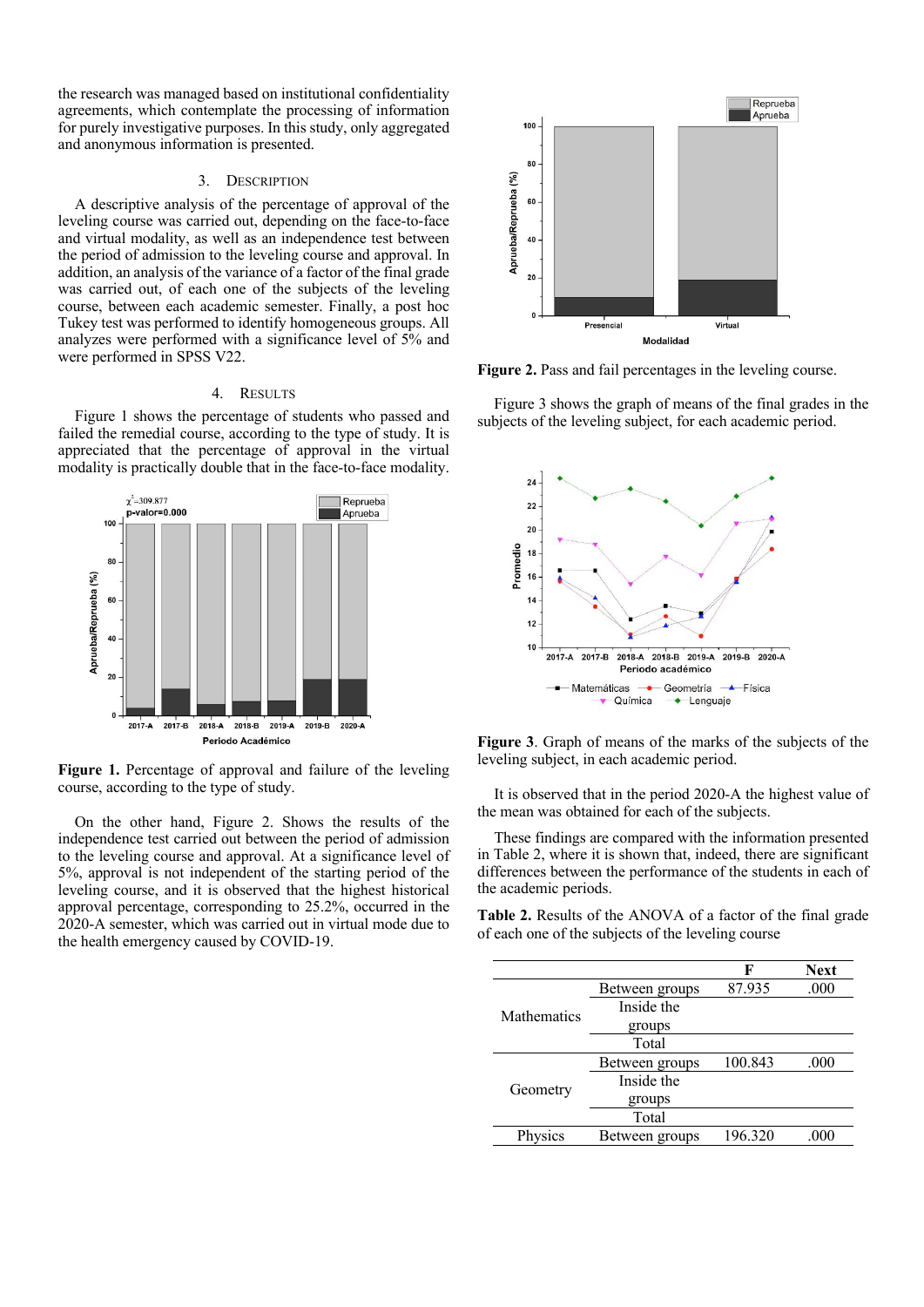the research was managed based on institutional confidentiality agreements, which contemplate the processing of information for purely investigative purposes. In this study, only aggregated and anonymous information is presented.

## 3. Description

A descriptive analysis of the percentage of approval of the leveling course was carried out, depending on the face-to-face and virtual modality, as well as an independence test between the period of admission to the leveling course and approval. In addition, an analysis of the variance of a factor of the final grade was carried out, of each one of the subjects of the leveling course, between each academic semester. Finally, a post hoc Tukey test was performed to identify homogeneous groups. All analyzes were performed with a significance level of 5% and were performed in SPSS V22.

## 4. Results

Figure 1 shows the percentage of students who passed and failed the remedial course, according to the type of study. It is appreciated that the percentage of approval in the virtual modality is practically double that in the face-to-face modality.

**Figure 1.** Percentage of approval and failure of the leveling course, according to the type of study.

On the other hand, Figure 2. Shows the results of the independence test carried out between the period of admission to the leveling course and approval. At a significance level of 5%, approval is not independent of the starting period of the leveling course, and it is observed that the highest historical approval percentage, corresponding to 25.2%, occurred in the 2020-A semester, which was carried out in virtual mode due to the health emergency caused by COVID-19.

**Figure 2.** Pass and fail percentages in the leveling course.

Figure 3 shows the graph of means of the final grades in the subjects of the leveling subject, for each academic period.

**Figure 3**. Graph of means of the marks of the subjects of the leveling subject, in each academic period.

It is observed that in the period 2020-A the highest value of the mean was obtained for each of the subjects.

These findings are compared with the information presented in Table 2, where it is shown that, indeed, there are significant differences between the performance of the students in each of the academic periods.

**Table 2.** Results of the ANOVA of a factor of the final grade of each one of the subjects of the leveling course

| | | F | Next |
|---|---|---|---|
| Mathematics | Between groups | 87.935 | .000 |
| | Inside the groups | | |
| | Total | | |
| Geometry | Between groups | 100.843 | .000 |
| | Inside the groups | | |
| | Total | | |
| Physics | Between groups | 196.320 | .000 |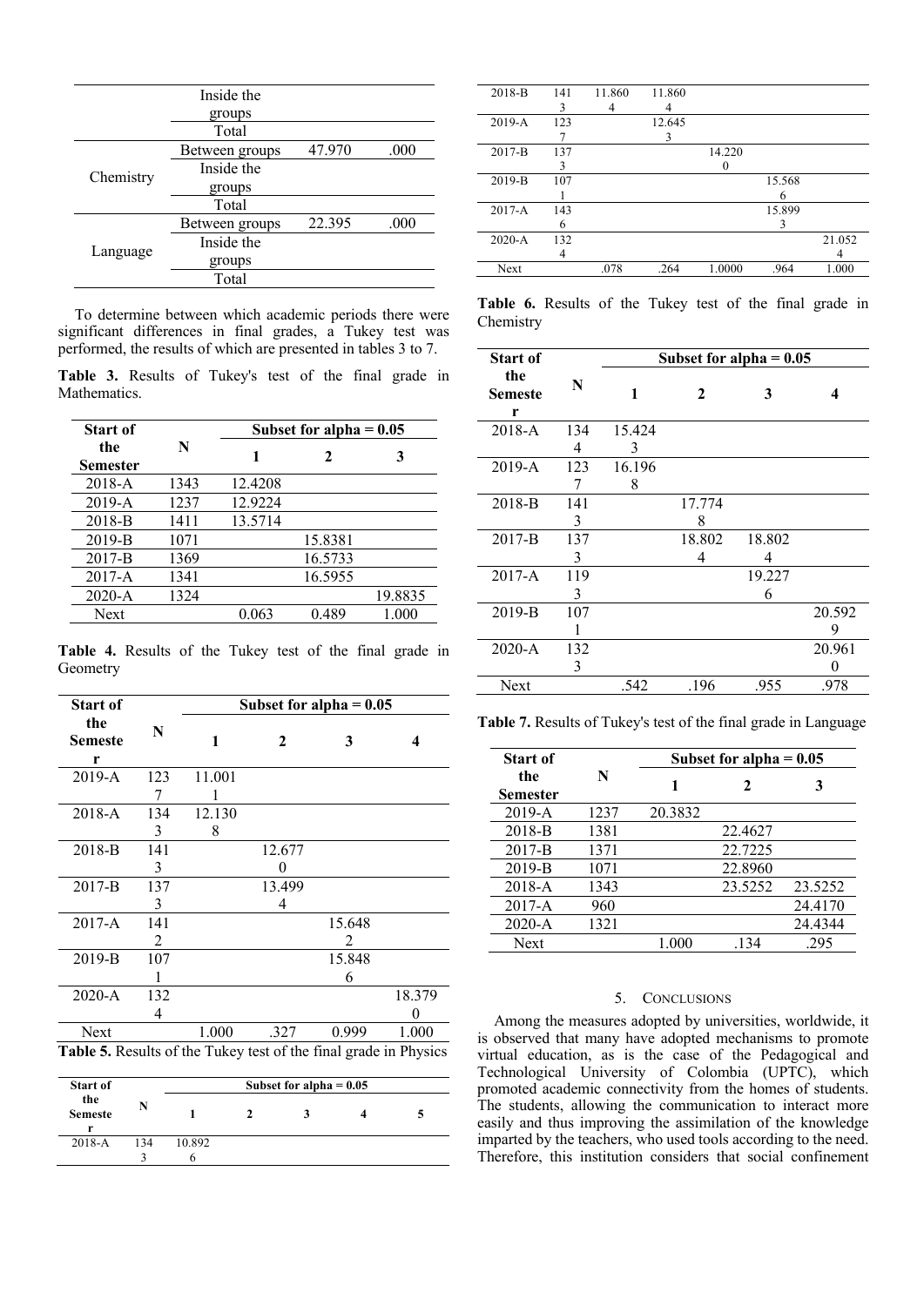|  |  |  |  |
|---|---|---|---|
|  | Inside the groups |  |  |
|  | Total |  |  |
| Chemistry | Between groups | 47.970 | .000 |
|  | Inside the groups |  |  |
|  | Total |  |  |
| Language | Between groups | 22.395 | .000 |
|  | Inside the groups |  |  |
|  | Total |  |  |

To determine between which academic periods there were significant differences in final grades, a Tukey test was performed, the results of which are presented in tables 3 to 7.

**Table 3.** Results of Tukey's test of the final grade in Mathematics.

| Start of the Semester | N | Subset for alpha = 0.05 |  |  |
|---|---|---|---|---|
|  |  | 1 | 2 | 3 |
| 2018-A | 1343 | 12.4208 |  |  |
| 2019-A | 1237 | 12.9224 |  |  |
| 2018-B | 1411 | 13.5714 |  |  |
| 2019-B | 1071 |  | 15.8381 |  |
| 2017-B | 1369 |  | 16.5733 |  |
| 2017-A | 1341 |  | 16.5955 |  |
| 2020-A | 1324 |  |  | 19.8835 |
| Next |  | 0.063 | 0.489 | 1.000 |

**Table 4.** Results of the Tukey test of the final grade in Geometry

| Start of the Semester | N | Subset for alpha = 0.05 |  |  |  |
|---|---|---|---|---|---|
|  |  | 1 | 2 | 3 | 4 |
| 2019-A | 1237 | 11.0011 |  |  |  |
| 2018-A | 1343 | 12.1308 |  |  |  |
| 2018-B | 1413 |  | 12.6770 |  |  |
| 2017-B | 1373 |  | 13.4994 |  |  |
| 2017-A | 1412 |  |  | 15.6482 |  |
| 2019-B | 1071 |  |  | 15.8486 |  |
| 2020-A | 1324 |  |  |  | 18.3790 |
| Next |  | 1.000 | .327 | 0.999 | 1.000 |

**Table 5.** Results of the Tukey test of the final grade in Physics

| Start of the Semester | N | Subset for alpha = 0.05 |  |  |  |  |
|---|---|---|---|---|---|---|
|  |  | 1 | 2 | 3 | 4 | 5 |
| 2018-A | 1343 | 10.8926 |  |  |  |  |
| 2018-B | 1413 | 11.8604 | 11.8604 |  |  |  |
| 2019-A | 1237 |  | 12.6453 |  |  |  |
| 2017-B | 1373 |  |  | 14.2200 |  |  |
| 2019-B | 1071 |  |  |  | 15.5686 |  |
| 2017-A | 1436 |  |  |  | 15.8993 |  |
| 2020-A | 1324 |  |  |  |  | 21.0524 |
| Next |  | .078 | .264 | 1.0000 | .964 | 1.000 |

**Table 6.** Results of the Tukey test of the final grade in Chemistry

| Start of the Semester | N | Subset for alpha = 0.05 |  |  |  |
|---|---|---|---|---|---|
|  |  | 1 | 2 | 3 | 4 |
| 2018-A | 1344 | 15.4243 |  |  |  |
| 2019-A | 1237 | 16.1968 |  |  |  |
| 2018-B | 1413 |  | 17.7748 |  |  |
| 2017-B | 1373 |  | 18.8024 | 18.8024 |  |
| 2017-A | 1193 |  |  | 19.2276 |  |
| 2019-B | 1071 |  |  |  | 20.5929 |
| 2020-A | 1323 |  |  |  | 20.9610 |
| Next |  | .542 | .196 | .955 | .978 |

**Table 7.** Results of Tukey's test of the final grade in Language

| Start of the Semester | N | Subset for alpha = 0.05 |  |  |
|---|---|---|---|---|
|  |  | 1 | 2 | 3 |
| 2019-A | 1237 | 20.3832 |  |  |
| 2018-B | 1381 |  | 22.4627 |  |
| 2017-B | 1371 |  | 22.7225 |  |
| 2019-B | 1071 |  | 22.8960 |  |
| 2018-A | 1343 |  | 23.5252 | 23.5252 |
| 2017-A | 960 |  |  | 24.4170 |
| 2020-A | 1321 |  |  | 24.4344 |
| Next |  | 1.000 | .134 | .295 |

## 5. Conclusions

Among the measures adopted by universities, worldwide, it is observed that many have adopted mechanisms to promote virtual education, as is the case of the Pedagogical and Technological University of Colombia (UPTC), which promoted academic connectivity from the homes of students. The students, allowing the communication to interact more easily and thus improving the assimilation of the knowledge imparted by the teachers, who used tools according to the need. Therefore, this institution considers that social confinement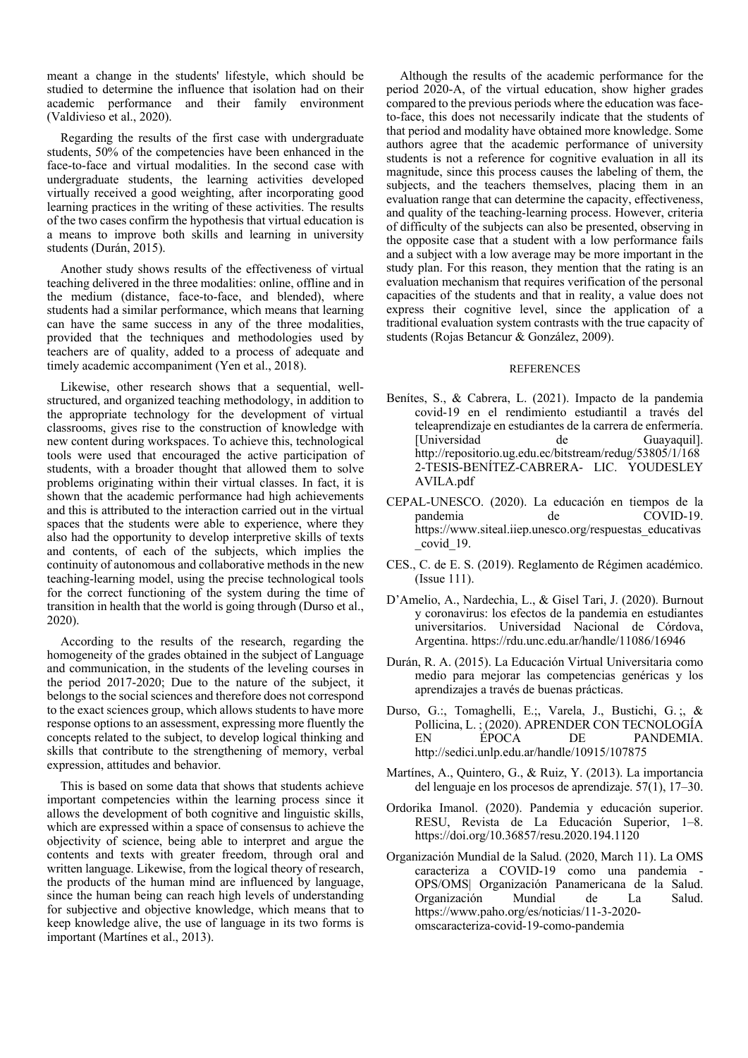meant a change in the students' lifestyle, which should be studied to determine the influence that isolation had on their academic performance and their family environment (Valdivieso et al., 2020).

Regarding the results of the first case with undergraduate students, 50% of the competencies have been enhanced in the face-to-face and virtual modalities. In the second case with undergraduate students, the learning activities developed virtually received a good weighting, after incorporating good learning practices in the writing of these activities. The results of the two cases confirm the hypothesis that virtual education is a means to improve both skills and learning in university students (Durán, 2015).

Another study shows results of the effectiveness of virtual teaching delivered in the three modalities: online, offline and in the medium (distance, face-to-face, and blended), where students had a similar performance, which means that learning can have the same success in any of the three modalities, provided that the techniques and methodologies used by teachers are of quality, added to a process of adequate and timely academic accompaniment (Yen et al., 2018).

Likewise, other research shows that a sequential, well-structured, and organized teaching methodology, in addition to the appropriate technology for the development of virtual classrooms, gives rise to the construction of knowledge with new content during workspaces. To achieve this, technological tools were used that encouraged the active participation of students, with a broader thought that allowed them to solve problems originating within their virtual classes. In fact, it is shown that the academic performance had high achievements and this is attributed to the interaction carried out in the virtual spaces that the students were able to experience, where they also had the opportunity to develop interpretive skills of texts and contents, of each of the subjects, which implies the continuity of autonomous and collaborative methods in the new teaching-learning model, using the precise technological tools for the correct functioning of the system during the time of transition in health that the world is going through (Durso et al., 2020).

According to the results of the research, regarding the homogeneity of the grades obtained in the subject of Language and communication, in the students of the leveling courses in the period 2017-2020; Due to the nature of the subject, it belongs to the social sciences and therefore does not correspond to the exact sciences group, which allows students to have more response options to an assessment, expressing more fluently the concepts related to the subject, to develop logical thinking and skills that contribute to the strengthening of memory, verbal expression, attitudes and behavior.

This is based on some data that shows that students achieve important competencies within the learning process since it allows the development of both cognitive and linguistic skills, which are expressed within a space of consensus to achieve the objectivity of science, being able to interpret and argue the contents and texts with greater freedom, through oral and written language. Likewise, from the logical theory of research, the products of the human mind are influenced by language, since the human being can reach high levels of understanding for subjective and objective knowledge, which means that to keep knowledge alive, the use of language in its two forms is important (Martínes et al., 2013).

Although the results of the academic performance for the period 2020-A, of the virtual education, show higher grades compared to the previous periods where the education was face-to-face, this does not necessarily indicate that the students of that period and modality have obtained more knowledge. Some authors agree that the academic performance of university students is not a reference for cognitive evaluation in all its magnitude, since this process causes the labeling of them, the subjects, and the teachers themselves, placing them in an evaluation range that can determine the capacity, effectiveness, and quality of the teaching-learning process. However, criteria of difficulty of the subjects can also be presented, observing in the opposite case that a student with a low performance fails and a subject with a low average may be more important in the study plan. For this reason, they mention that the rating is an evaluation mechanism that requires verification of the personal capacities of the students and that in reality, a value does not express their cognitive level, since the application of a traditional evaluation system contrasts with the true capacity of students (Rojas Betancur & González, 2009).

## REFERENCES

Benítes, S., & Cabrera, L. (2021). Impacto de la pandemia covid-19 en el rendimiento estudiantil a través del teleaprendizaje en estudiantes de la carrera de enfermería. [Universidad de Guayaquil]. http://repositorio.ug.edu.ec/bitstream/redug/53805/1/1682-TESIS-BENÍTEZ-CABRERA- LIC. YOUDESLEY AVILA.pdf

CEPAL-UNESCO. (2020). La educación en tiempos de la pandemia de COVID-19. https://www.siteal.iiep.unesco.org/respuestas_educativas_covid_19.

CES., C. de E. S. (2019). Reglamento de Régimen académico. (Issue 111).

D'Amelio, A., Nardechia, L., & Gisel Tari, J. (2020). Burnout y coronavirus: los efectos de la pandemia en estudiantes universitarios. Universidad Nacional de Córdova, Argentina. https://rdu.unc.edu.ar/handle/11086/16946

Durán, R. A. (2015). La Educación Virtual Universitaria como medio para mejorar las competencias genéricas y los aprendizajes a través de buenas prácticas.

Durso, G.:, Tomaghelli, E.;, Varela, J., Bustichi, G. ;, & Pollicina, L. ; (2020). APRENDER CON TECNOLOGÍA EN ÉPOCA DE PANDEMIA. http://sedici.unlp.edu.ar/handle/10915/107875

Martínes, A., Quintero, G., & Ruiz, Y. (2013). La importancia del lenguaje en los procesos de aprendizaje. 57(1), 17–30.

Ordorika Imanol. (2020). Pandemia y educación superior. RESU, Revista de La Educación Superior, 1–8. https://doi.org/10.36857/resu.2020.194.1120

Organización Mundial de la Salud. (2020, March 11). La OMS caracteriza a COVID-19 como una pandemia - OPS/OMS| Organización Panamericana de la Salud. Organización Mundial de La Salud. https://www.paho.org/es/noticias/11-3-2020-omscaracteriza-covid-19-como-pandemia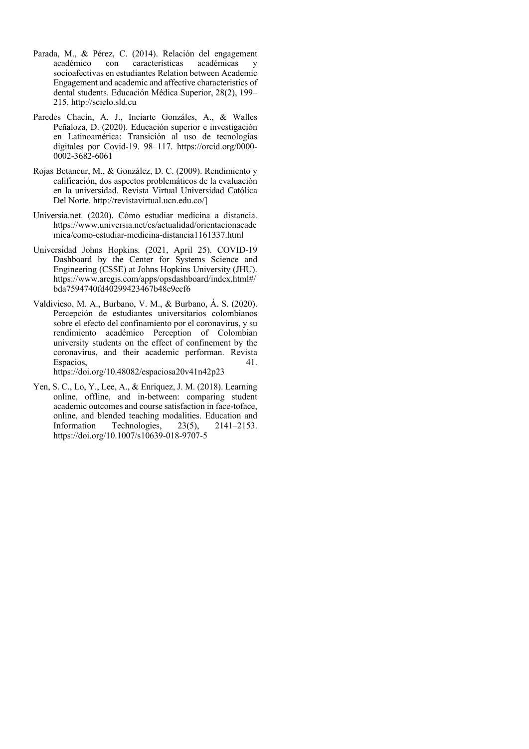Parada, M., & Pérez, C. (2014). Relación del engagement académico con características académicas y socioafectivas en estudiantes Relation between Academic Engagement and academic and affective characteristics of dental students. Educación Médica Superior, 28(2), 199–215. http://scielo.sld.cu

Paredes Chacín, A. J., Inciarte Gonzáles, A., & Walles Peñaloza, D. (2020). Educación superior e investigación en Latinoamérica: Transición al uso de tecnologías digitales por Covid-19. 98–117. https://orcid.org/0000-0002-3682-6061

Rojas Betancur, M., & González, D. C. (2009). Rendimiento y calificación, dos aspectos problemáticos de la evaluación en la universidad. Revista Virtual Universidad Católica Del Norte. http://revistavirtual.ucn.edu.co/]

Universia.net. (2020). Cómo estudiar medicina a distancia. https://www.universia.net/es/actualidad/orientacionacademica/como-estudiar-medicina-distancia1161337.html

Universidad Johns Hopkins. (2021, April 25). COVID-19 Dashboard by the Center for Systems Science and Engineering (CSSE) at Johns Hopkins University (JHU). https://www.arcgis.com/apps/opsdashboard/index.html#/bda7594740fd40299423467b48e9ecf6

Valdivieso, M. A., Burbano, V. M., & Burbano, Á. S. (2020). Percepción de estudiantes universitarios colombianos sobre el efecto del confinamiento por el coronavirus, y su rendimiento académico Perception of Colombian university students on the effect of confinement by the coronavirus, and their academic performan. Revista Espacios, 41. https://doi.org/10.48082/espaciosa20v41n42p23

Yen, S. C., Lo, Y., Lee, A., & Enriquez, J. M. (2018). Learning online, offline, and in-between: comparing student academic outcomes and course satisfaction in face-toface, online, and blended teaching modalities. Education and Information Technologies, 23(5), 2141–2153. https://doi.org/10.1007/s10639-018-9707-5